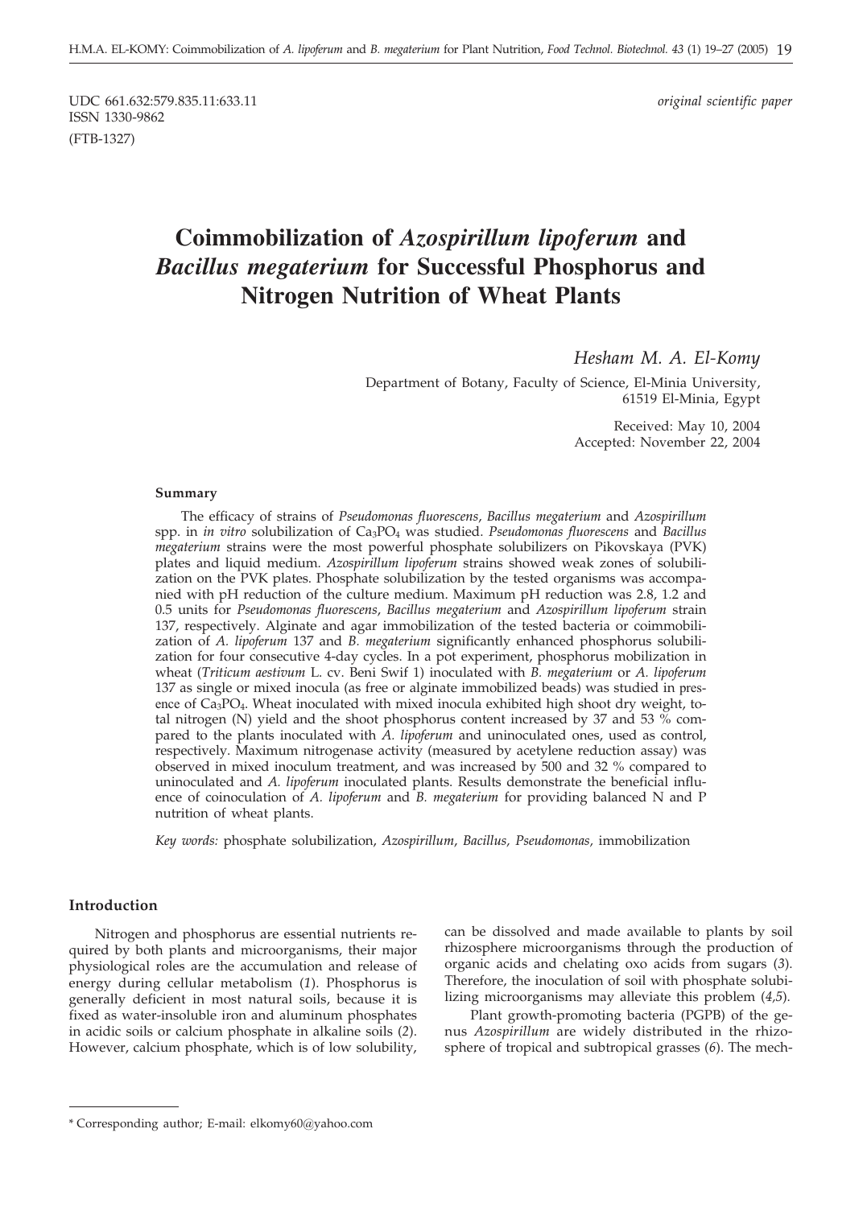UDC 661.632:579.835.11:633.11

ISSN 1330-9862

(FTB-1327)

*original scientific paper*

# Coimmobilization of *Azospirillum lipoferum* and *Bacillus megaterium* for Successful Phosphorus and Nitrogen Nutrition of Wheat Plants

*Hesham M. A. El-Komy*

Department of Botany, Faculty of Science, El-Minia University, 61519 El-Minia, Egypt

Received: May 10, 2004
Accepted: November 22, 2004

#### Summary

The efficacy of strains of *Pseudomonas fluorescens*, *Bacillus megaterium* and *Azospirillum* spp. in *in vitro* solubilization of $Ca_3PO_4$ was studied. *Pseudomonas fluorescens* and *Bacillus megaterium* strains were the most powerful phosphate solubilizers on Pikovskaya (PVK) plates and liquid medium. *Azospirillum lipoferum* strains showed weak zones of solubilization on the PVK plates. Phosphate solubilization by the tested organisms was accompanied with pH reduction of the culture medium. Maximum pH reduction was 2.8, 1.2 and 0.5 units for *Pseudomonas fluorescens*, *Bacillus megaterium* and *Azospirillum lipoferum* strain 137, respectively. Alginate and agar immobilization of the tested bacteria or coimmobilization of *A. lipoferum* 137 and *B. megaterium* significantly enhanced phosphorus solubilization for four consecutive 4-day cycles. In a pot experiment, phosphorus mobilization in wheat (*Triticum aestivum* L. cv. Beni Swif 1) inoculated with *B. megaterium* or *A. lipoferum* 137 as single or mixed inocula (as free or alginate immobilized beads) was studied in presence of $Ca_3PO_4$. Wheat inoculated with mixed inocula exhibited high shoot dry weight, total nitrogen (N) yield and the shoot phosphorus content increased by 37 and 53 % compared to the plants inoculated with *A. lipoferum* and uninoculated ones, used as control, respectively. Maximum nitrogenase activity (measured by acetylene reduction assay) was observed in mixed inoculum treatment, and was increased by 500 and 32 % compared to uninoculated and *A. lipoferum* inoculated plants. Results demonstrate the beneficial influence of coinoculation of *A. lipoferum* and *B. megaterium* for providing balanced N and P nutrition of wheat plants.

*Key words:* phosphate solubilization, *Azospirillum*, *Bacillus*, *Pseudomonas*, immobilization

## Introduction

Nitrogen and phosphorus are essential nutrients required by both plants and microorganisms, their major physiological roles are the accumulation and release of energy during cellular metabolism (*1*). Phosphorus is generally deficient in most natural soils, because it is fixed as water-insoluble iron and aluminum phosphates in acidic soils or calcium phosphate in alkaline soils (*2*). However, calcium phosphate, which is of low solubility, can be dissolved and made available to plants by soil rhizosphere microorganisms through the production of organic acids and chelating oxo acids from sugars (*3*). Therefore, the inoculation of soil with phosphate solubilizing microorganisms may alleviate this problem (*4,5*).

Plant growth-promoting bacteria (PGPB) of the genus *Azospirillum* are widely distributed in the rhizosphere of tropical and subtropical grasses (*6*). The mech-

\* Corresponding author; E-mail: elkomy60@yahoo.com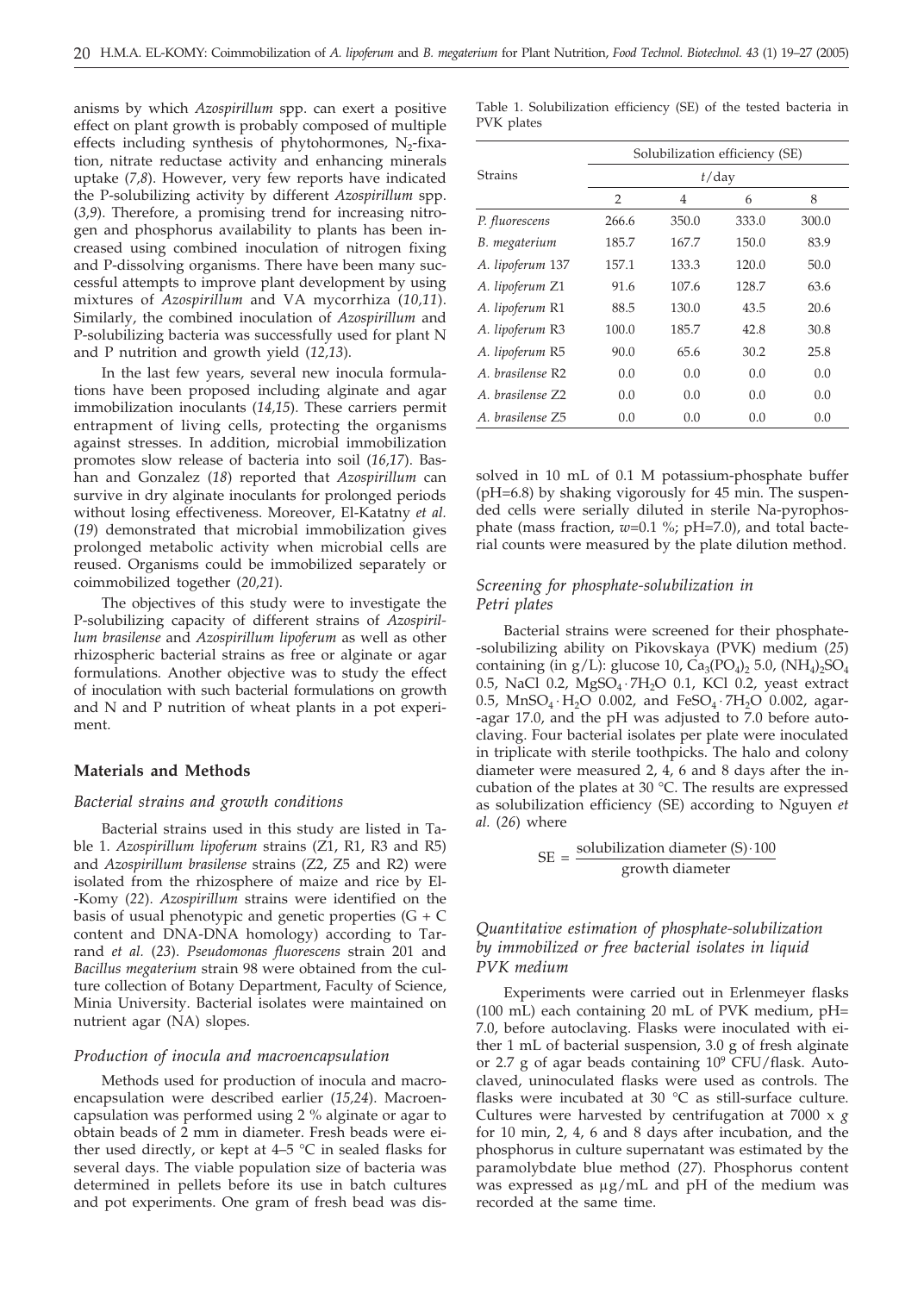anisms by which *Azospirillum* spp. can exert a positive effect on plant growth is probably composed of multiple effects including synthesis of phytohormones, $N_2$-fixation, nitrate reductase activity and enhancing minerals uptake (*7,8*). However, very few reports have indicated the P-solubilizing activity by different *Azospirillum* spp. (*3,9*). Therefore, a promising trend for increasing nitrogen and phosphorus availability to plants has been increased using combined inoculation of nitrogen fixing and P-dissolving organisms. There have been many successful attempts to improve plant development by using mixtures of *Azospirillum* and VA mycorrhiza (*10,11*). Similarly, the combined inoculation of *Azospirillum* and P-solubilizing bacteria was successfully used for plant N and P nutrition and growth yield (*12,13*).

In the last few years, several new inocula formulations have been proposed including alginate and agar immobilization inoculants (*14,15*). These carriers permit entrapment of living cells, protecting the organisms against stresses. In addition, microbial immobilization promotes slow release of bacteria into soil (*16,17*). Bashan and Gonzalez (*18*) reported that *Azospirillum* can survive in dry alginate inoculants for prolonged periods without losing effectiveness. Moreover, El-Katatny *et al.* (*19*) demonstrated that microbial immobilization gives prolonged metabolic activity when microbial cells are reused. Organisms could be immobilized separately or coimmobilized together (*20,21*).

The objectives of this study were to investigate the P-solubilizing capacity of different strains of *Azospirillum brasilense* and *Azospirillum lipoferum* as well as other rhizospheric bacterial strains as free or alginate or agar formulations. Another objective was to study the effect of inoculation with such bacterial formulations on growth and N and P nutrition of wheat plants in a pot experiment.

## Materials and Methods

### Bacterial strains and growth conditions

Bacterial strains used in this study are listed in Table 1. *Azospirillum lipoferum* strains (Z1, R1, R3 and R5) and *Azospirillum brasilense* strains (Z2, Z5 and R2) were isolated from the rhizosphere of maize and rice by El-Komy (*22*). *Azospirillum* strains were identified on the basis of usual phenotypic and genetic properties (G + C content and DNA-DNA homology) according to Tarrand *et al.* (*23*). *Pseudomonas fluorescens* strain 201 and *Bacillus megaterium* strain 98 were obtained from the culture collection of Botany Department, Faculty of Science, Minia University. Bacterial isolates were maintained on nutrient agar (NA) slopes.

### Production of inocula and macroencapsulation

Methods used for production of inocula and macroencapsulation were described earlier (*15,24*). Macroencapsulation was performed using 2 % alginate or agar to obtain beads of 2 mm in diameter. Fresh beads were either used directly, or kept at 4–5 °C in sealed flasks for several days. The viable population size of bacteria was determined in pellets before its use in batch cultures and pot experiments. One gram of fresh bead was dissolved in 10 mL of 0.1 M potassium-phosphate buffer (pH=6.8) by shaking vigorously for 45 min. The suspended cells were serially diluted in sterile Na-pyrophosphate (mass fraction, $w$=0.1 %; pH=7.0), and total bacterial counts were measured by the plate dilution method.

Table 1. Solubilization efficiency (SE) of the tested bacteria in PVK plates

| Strains | Solubilization efficiency (SE) | | | |
|---|---|---|---|---|
| | $t$/day | | | |
| | 2 | 4 | 6 | 8 |
| *P. fluorescens* | 266.6 | 350.0 | 333.0 | 300.0 |
| *B. megaterium* | 185.7 | 167.7 | 150.0 | 83.9 |
| *A. lipoferum* 137 | 157.1 | 133.3 | 120.0 | 50.0 |
| *A. lipoferum* Z1 | 91.6 | 107.6 | 128.7 | 63.6 |
| *A. lipoferum* R1 | 88.5 | 130.0 | 43.5 | 20.6 |
| *A. lipoferum* R3 | 100.0 | 185.7 | 42.8 | 30.8 |
| *A. lipoferum* R5 | 90.0 | 65.6 | 30.2 | 25.8 |
| *A. brasilense* R2 | 0.0 | 0.0 | 0.0 | 0.0 |
| *A. brasilense* Z2 | 0.0 | 0.0 | 0.0 | 0.0 |
| *A. brasilense* Z5 | 0.0 | 0.0 | 0.0 | 0.0 |

### Screening for phosphate-solubilization in Petri plates

Bacterial strains were screened for their phosphate-solubilizing ability on Pikovskaya (PVK) medium (*25*) containing (in g/L): glucose 10, $Ca_3(PO_4)_2$ 5.0, $(NH_4)_2SO_4$ 0.5, NaCl 0.2, $MgSO_4 \cdot 7H_2O$ 0.1, KCl 0.2, yeast extract 0.5, $MnSO_4 \cdot H_2O$ 0.002, and $FeSO_4 \cdot 7H_2O$ 0.002, agar-agar 17.0, and the pH was adjusted to 7.0 before autoclaving. Four bacterial isolates per plate were inoculated in triplicate with sterile toothpicks. The halo and colony diameter were measured 2, 4, 6 and 8 days after the incubation of the plates at 30 °C. The results are expressed as solubilization efficiency (SE) according to Nguyen *et al.* (*26*) where

$$\mathrm{SE} = \frac{\text{solubilization diameter (S)} \cdot 100}{\text{growth diameter}}$$

### Quantitative estimation of phosphate-solubilization by immobilized or free bacterial isolates in liquid PVK medium

Experiments were carried out in Erlenmeyer flasks (100 mL) each containing 20 mL of PVK medium, pH=7.0, before autoclaving. Flasks were inoculated with either 1 mL of bacterial suspension, 3.0 g of fresh alginate or 2.7 g of agar beads containing $10^9$ CFU/flask. Autoclaved, uninoculated flasks were used as controls. The flasks were incubated at 30 °C as still-surface culture. Cultures were harvested by centrifugation at 7000 x $g$ for 10 min, 2, 4, 6 and 8 days after incubation, and the phosphorus in culture supernatant was estimated by the paramolybdate blue method (*27*). Phosphorus content was expressed as μg/mL and pH of the medium was recorded at the same time.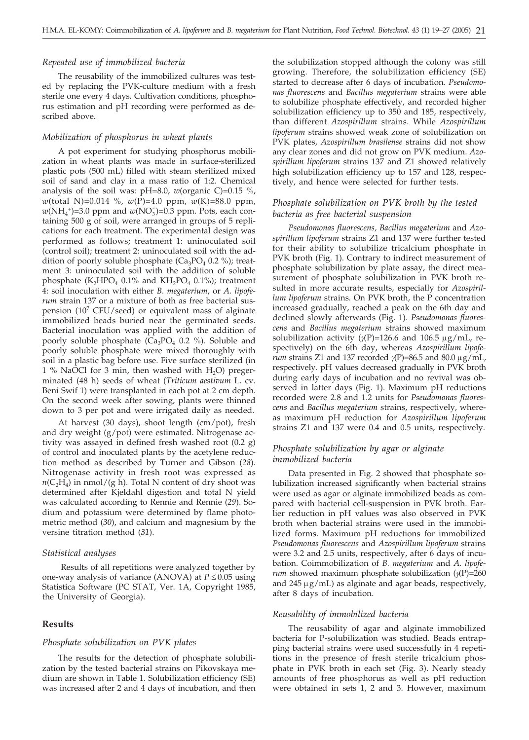### *Repeated use of immobilized bacteria*

The reusability of the immobilized cultures was tested by replacing the PVK-culture medium with a fresh sterile one every 4 days. Cultivation conditions, phosphorus estimation and pH recording were performed as described above.

### *Mobilization of phosphorus in wheat plants*

A pot experiment for studying phosphorus mobilization in wheat plants was made in surface-sterilized plastic pots (500 mL) filled with steam sterilized mixed soil of sand and clay in a mass ratio of 1:2. Chemical analysis of the soil was: pH=8.0, $w$(organic C)=0.15 %, $w$(total N)=0.014 %, $w$(P)=4.0 ppm, $w$(K)=88.0 ppm, $w(NH_4^+)$=3.0 ppm and $w(NO_3^-)$=0.3 ppm. Pots, each containing 500 g of soil, were arranged in groups of 5 replications for each treatment. The experimental design was performed as follows; treatment 1: uninoculated soil (control soil); treatment 2: uninoculated soil with the addition of poorly soluble phosphate ($Ca_3PO_4$ 0.2 %); treatment 3: uninoculated soil with the addition of soluble phosphate ($K_2HPO_4$ 0.1% and $KH_2PO_4$ 0.1%); treatment 4: soil inoculation with either *B. megaterium*, or *A. lipoferum* strain 137 or a mixture of both as free bacterial suspension ($10^7$ CFU/seed) or equivalent mass of alginate immobilized beads buried near the germinated seeds. Bacterial inoculation was applied with the addition of poorly soluble phosphate ($Ca_3PO_4$ 0.2 %). Soluble and poorly soluble phosphate were mixed thoroughly with soil in a plastic bag before use. Five surface sterilized (in 1 % NaOCl for 3 min, then washed with $H_2O$) pregerminated (48 h) seeds of wheat (*Triticum aestivum* L. cv. Beni Swif 1) were transplanted in each pot at 2 cm depth. On the second week after sowing, plants were thinned down to 3 per pot and were irrigated daily as needed.

At harvest (30 days), shoot length (cm/pot), fresh and dry weight (g/pot) were estimated. Nitrogenase activity was assayed in defined fresh washed root (0.2 g) of control and inoculated plants by the acetylene reduction method as described by Turner and Gibson (*28*). Nitrogenase activity in fresh root was expressed as $n(C_2H_4)$ in nmol/(g h). Total N content of dry shoot was determined after Kjeldahl digestion and total N yield was calculated according to Rennie and Rennie (*29*). Sodium and potassium were determined by flame photometric method (*30*), and calcium and magnesium by the versine titration method (*31*).

### *Statistical analyses*

Results of all repetitions were analyzed together by one-way analysis of variance (ANOVA) at $P \leq 0.05$ using Statistica Software (PC STAT, Ver. 1A, Copyright 1985, the University of Georgia).

## **Results**

### *Phosphate solubilization on PVK plates*

The results for the detection of phosphate solubilization by the tested bacterial strains on Pikovskaya medium are shown in Table 1. Solubilization efficiency (SE) was increased after 2 and 4 days of incubation, and then the solubilization stopped although the colony was still growing. Therefore, the solubilization efficiency (SE) started to decrease after 6 days of incubation. *Pseudomonas fluorescens* and *Bacillus megaterium* strains were able to solubilize phosphate effectively, and recorded higher solubilization efficiency up to 350 and 185, respectively, than different *Azospirillum* strains. While *Azospirillum lipoferum* strains showed weak zone of solubilization on PVK plates, *Azospirillum brasilense* strains did not show any clear zones and did not grow on PVK medium. *Azospirillum lipoferum* strains 137 and Z1 showed relatively high solubilization efficiency up to 157 and 128, respectively, and hence were selected for further tests.

### *Phosphate solubilization on PVK broth by the tested bacteria as free bacterial suspension*

*Pseudomonas fluorescens, Bacillus megaterium* and *Azospirillum lipoferum* strains Z1 and 137 were further tested for their ability to solubilize tricalcium phosphate in PVK broth (Fig. 1). Contrary to indirect measurement of phosphate solubilization by plate assay, the direct measurement of phosphate solubilization in PVK broth resulted in more accurate results, especially for *Azospirillum lipoferum* strains. On PVK broth, the P concentration increased gradually, reached a peak on the 6th day and declined slowly afterwards (Fig. 1). *Pseudomonas fluorescens* and *Bacillus megaterium* strains showed maximum solubilization activity ($\gamma$(P)=126.6 and 106.5 μg/mL, respectively) on the 6th day, whereas *Azospirillum lipoferum* strains Z1 and 137 recorded $\gamma$(P)=86.5 and 80.0 μg/mL, respectively. pH values decreased gradually in PVK broth during early days of incubation and no revival was observed in latter days (Fig. 1). Maximum pH reductions recorded were 2.8 and 1.2 units for *Pseudomonas fluorescens* and *Bacillus megaterium* strains, respectively, whereas maximum pH reduction for *Azospirillum lipoferum* strains Z1 and 137 were 0.4 and 0.5 units, respectively.

### *Phosphate solubilization by agar or alginate immobilized bacteria*

Data presented in Fig. 2 showed that phosphate solubilization increased significantly when bacterial strains were used as agar or alginate immobilized beads as compared with bacterial cell-suspension in PVK broth. Earlier reduction in pH values was also observed in PVK broth when bacterial strains were used in the immobilized forms. Maximum pH reductions for immobilized *Pseudomonas fluorescens* and *Azospirillum lipoferum* strains were 3.2 and 2.5 units, respectively, after 6 days of incubation. Coimmobilization of *B. megaterium* and *A. lipoferum* showed maximum phosphate solubilization ($\gamma$(P)=260 and 245 μg/mL) as alginate and agar beads, respectively, after 8 days of incubation.

### *Reusability of immobilized bacteria*

The reusability of agar and alginate immobilized bacteria for P-solubilization was studied. Beads entrapping bacterial strains were used successfully in 4 repetitions in the presence of fresh sterile tricalcium phosphate in PVK broth in each set (Fig. 3). Nearly steady amounts of free phosphorus as well as pH reduction were obtained in sets 1, 2 and 3. However, maximum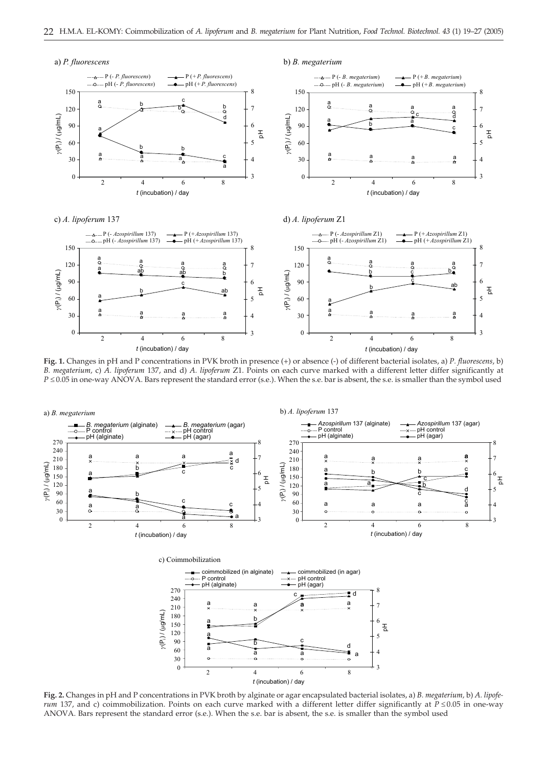**Fig. 1.** Changes in pH and P concentrations in PVK broth in presence (+) or absence (-) of different bacterial isolates, a) *P. fluorescens*, b) *B. megaterium*, c) *A. lipoferum* 137, and d) *A. lipoferum* Z1. Points on each curve marked with a different letter differ significantly at $P \leq 0.05$ in one-way ANOVA. Bars represent the standard error (s.e.). When the s.e. bar is absent, the s.e. is smaller than the symbol used

**Fig. 2.** Changes in pH and P concentrations in PVK broth by alginate or agar encapsulated bacterial isolates, a) *B. megaterium*, b) *A. lipoferum* 137, and c) coimmobilization. Points on each curve marked with a different letter differ significantly at $P \leq 0.05$ in one-way ANOVA. Bars represent the standard error (s.e.). When the s.e. bar is absent, the s.e. is smaller than the symbol used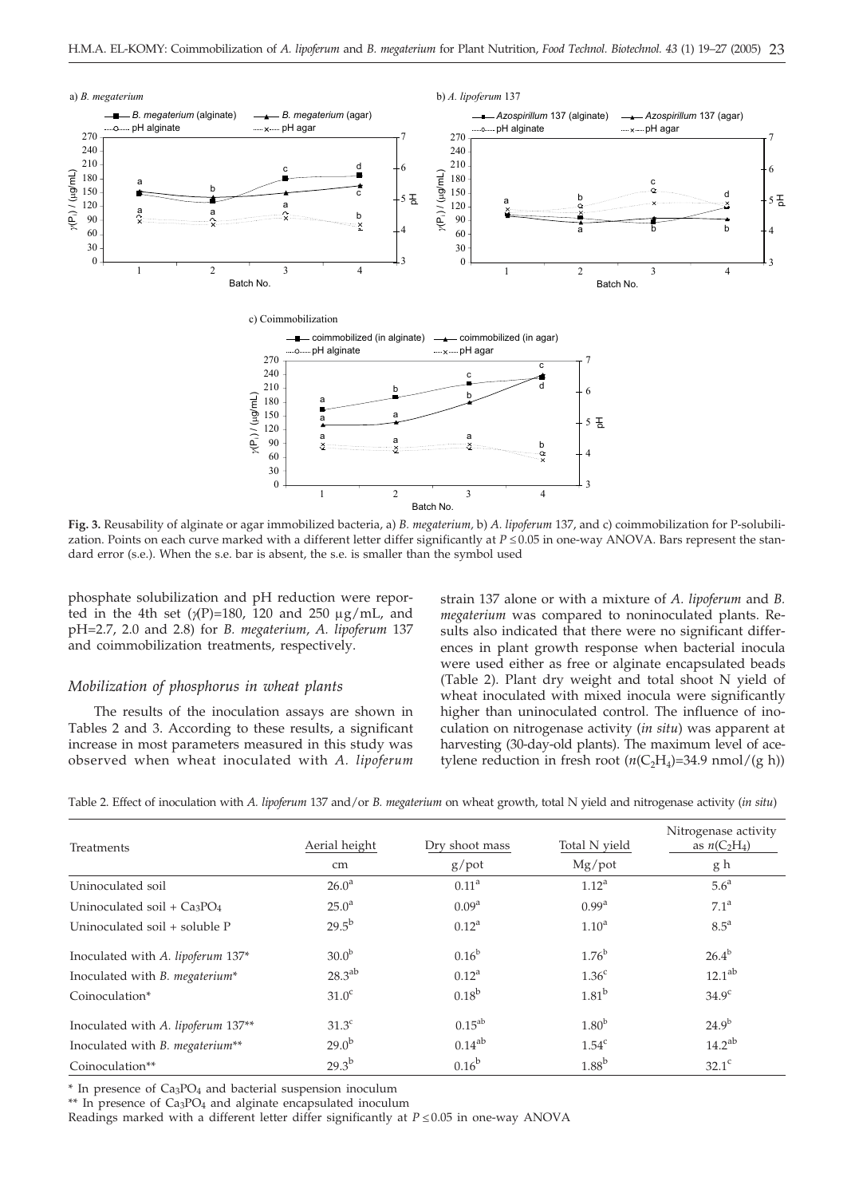**Fig. 3.** Reusability of alginate or agar immobilized bacteria, a) *B. megaterium*, b) *A. lipoferum* 137, and c) coimmobilization for P-solubilization. Points on each curve marked with a different letter differ significantly at $P \leq 0.05$ in one-way ANOVA. Bars represent the standard error (s.e.). When the s.e. bar is absent, the s.e. is smaller than the symbol used

phosphate solubilization and pH reduction were reported in the 4th set ($\gamma$(P)=180, 120 and 250 µg/mL, and pH=2.7, 2.0 and 2.8) for *B. megaterium*, *A. lipoferum* 137 and coimmobilization treatments, respectively.

### *Mobilization of phosphorus in wheat plants*

The results of the inoculation assays are shown in Tables 2 and 3. According to these results, a significant increase in most parameters measured in this study was observed when wheat inoculated with *A. lipoferum* strain 137 alone or with a mixture of *A. lipoferum* and *B. megaterium* was compared to noninoculated plants. Results also indicated that there were no significant differences in plant growth response when bacterial inocula were used either as free or alginate encapsulated beads (Table 2). Plant dry weight and total shoot N yield of wheat inoculated with mixed inocula were significantly higher than uninoculated control. The influence of inoculation on nitrogenase activity (*in situ*) was apparent at harvesting (30-day-old plants). The maximum level of acetylene reduction in fresh root ($n(C_2H_4)$=34.9 nmol/(g h))

Table 2. Effect of inoculation with *A. lipoferum* 137 and/or *B. megaterium* on wheat growth, total N yield and nitrogenase activity (*in situ*)

| Treatments | Aerial height | Dry shoot mass | Total N yield | Nitrogenase activity as $n(C_2H_4)$ |
|---|---|---|---|---|
| | cm | g/pot | Mg/pot | g h |
| Uninoculated soil | $26.0^{a}$ | $0.11^{a}$ | $1.12^{a}$ | $5.6^{a}$ |
| Uninoculated soil + $Ca_3PO_4$ | $25.0^{a}$ | $0.09^{a}$ | $0.99^{a}$ | $7.1^{a}$ |
| Uninoculated soil + soluble P | $29.5^{b}$ | $0.12^{a}$ | $1.10^{a}$ | $8.5^{a}$ |
| Inoculated with *A. lipoferum* 137* | $30.0^{b}$ | $0.16^{b}$ | $1.76^{b}$ | $26.4^{b}$ |
| Inoculated with *B. megaterium** | $28.3^{ab}$ | $0.12^{a}$ | $1.36^{c}$ | $12.1^{ab}$ |
| Coinoculation* | $31.0^{c}$ | $0.18^{b}$ | $1.81^{b}$ | $34.9^{c}$ |
| Inoculated with *A. lipoferum* 137** | $31.3^{c}$ | $0.15^{ab}$ | $1.80^{b}$ | $24.9^{b}$ |
| Inoculated with *B. megaterium*** | $29.0^{b}$ | $0.14^{ab}$ | $1.54^{c}$ | $14.2^{ab}$ |
| Coinoculation** | $29.3^{b}$ | $0.16^{b}$ | $1.88^{b}$ | $32.1^{c}$ |

* In presence of $Ca_3PO_4$ and bacterial suspension inoculum

** In presence of $Ca_3PO_4$ and alginate encapsulated inoculum

Readings marked with a different letter differ significantly at $P \leq 0.05$ in one-way ANOVA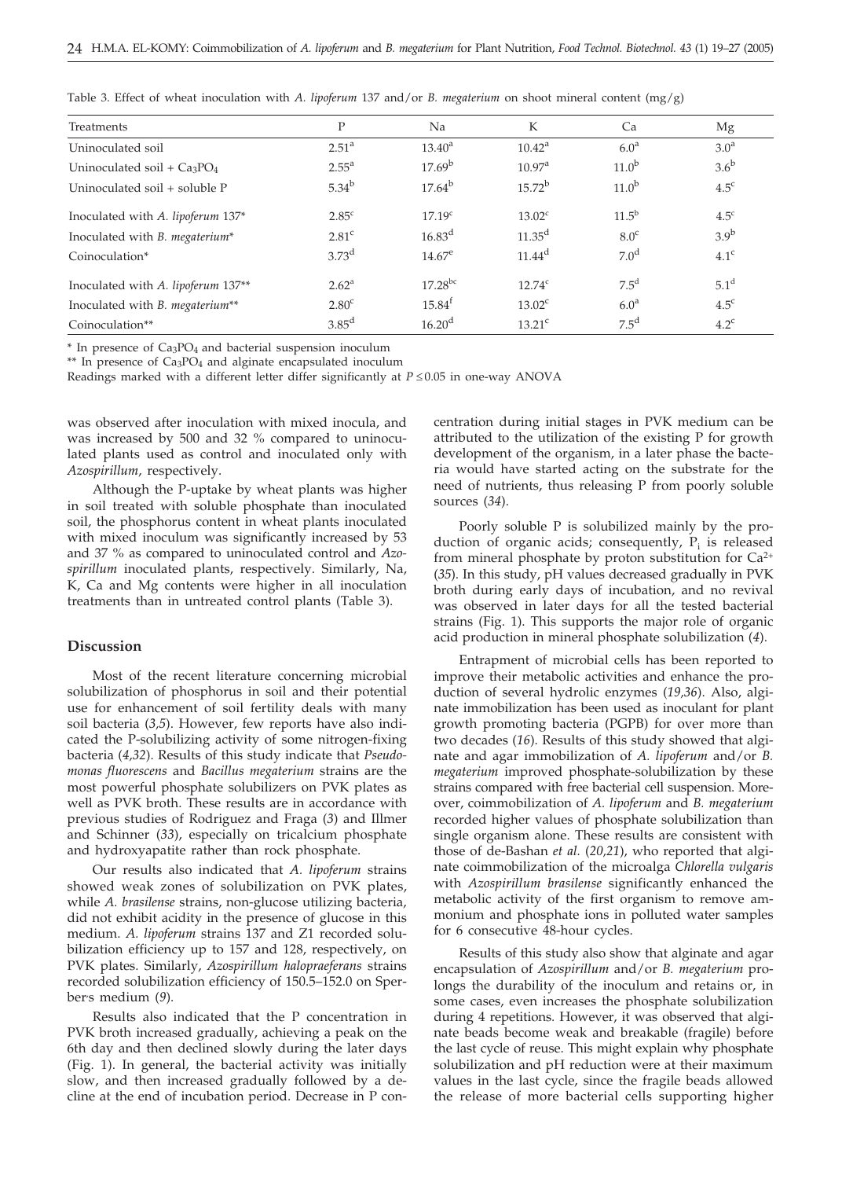Table 3. Effect of wheat inoculation with *A. lipoferum* 137 and/or *B. megaterium* on shoot mineral content (mg/g)

| Treatments | P | Na | K | Ca | Mg |
|---|---|---|---|---|---|
| Uninoculated soil | $2.51^{a}$ | $13.40^{a}$ | $10.42^{a}$ | $6.0^{a}$ | $3.0^{a}$ |
| Uninoculated soil + $Ca_3PO_4$ | $2.55^{a}$ | $17.69^{b}$ | $10.97^{a}$ | $11.0^{b}$ | $3.6^{b}$ |
| Uninoculated soil + soluble P | $5.34^{b}$ | $17.64^{b}$ | $15.72^{b}$ | $11.0^{b}$ | $4.5^{c}$ |
| Inoculated with *A. lipoferum* 137* | $2.85^{c}$ | $17.19^{c}$ | $13.02^{c}$ | $11.5^{b}$ | $4.5^{c}$ |
| Inoculated with *B. megaterium** | $2.81^{c}$ | $16.83^{d}$ | $11.35^{d}$ | $8.0^{c}$ | $3.9^{b}$ |
| Coinoculation* | $3.73^{d}$ | $14.67^{e}$ | $11.44^{d}$ | $7.0^{d}$ | $4.1^{c}$ |
| Inoculated with *A. lipoferum* 137** | $2.62^{a}$ | $17.28^{bc}$ | $12.74^{c}$ | $7.5^{d}$ | $5.1^{d}$ |
| Inoculated with *B. megaterium*** | $2.80^{c}$ | $15.84^{f}$ | $13.02^{c}$ | $6.0^{a}$ | $4.5^{c}$ |
| Coinoculation** | $3.85^{d}$ | $16.20^{d}$ | $13.21^{c}$ | $7.5^{d}$ | $4.2^{c}$ |

\* In presence of $Ca_3PO_4$ and bacterial suspension inoculum

\*\* In presence of $Ca_3PO_4$ and alginate encapsulated inoculum

Readings marked with a different letter differ significantly at $P \leq 0.05$ in one-way ANOVA

was observed after inoculation with mixed inocula, and was increased by 500 and 32 % compared to uninoculated plants used as control and inoculated only with *Azospirillum*, respectively.

Although the P-uptake by wheat plants was higher in soil treated with soluble phosphate than inoculated soil, the phosphorus content in wheat plants inoculated with mixed inoculum was significantly increased by 53 and 37 % as compared to uninoculated control and *Azospirillum* inoculated plants, respectively. Similarly, Na, K, Ca and Mg contents were higher in all inoculation treatments than in untreated control plants (Table 3).

## Discussion

Most of the recent literature concerning microbial solubilization of phosphorus in soil and their potential use for enhancement of soil fertility deals with many soil bacteria (*3,5*). However, few reports have also indicated the P-solubilizing activity of some nitrogen-fixing bacteria (*4,32*). Results of this study indicate that *Pseudomonas fluorescens* and *Bacillus megaterium* strains are the most powerful phosphate solubilizers on PVK plates as well as PVK broth. These results are in accordance with previous studies of Rodriguez and Fraga (*3*) and Illmer and Schinner (*33*), especially on tricalcium phosphate and hydroxyapatite rather than rock phosphate.

Our results also indicated that *A. lipoferum* strains showed weak zones of solubilization on PVK plates, while *A. brasilense* strains, non-glucose utilizing bacteria, did not exhibit acidity in the presence of glucose in this medium. *A. lipoferum* strains 137 and Z1 recorded solubilization efficiency up to 157 and 128, respectively, on PVK plates. Similarly, *Azospirillum halopraeferans* strains recorded solubilization efficiency of 150.5–152.0 on Sperber's medium (*9*).

Results also indicated that the P concentration in PVK broth increased gradually, achieving a peak on the 6th day and then declined slowly during the later days (Fig. 1). In general, the bacterial activity was initially slow, and then increased gradually followed by a decline at the end of incubation period. Decrease in P concentration during initial stages in PVK medium can be attributed to the utilization of the existing P for growth development of the organism, in a later phase the bacteria would have started acting on the substrate for the need of nutrients, thus releasing P from poorly soluble sources (*34*).

Poorly soluble P is solubilized mainly by the production of organic acids; consequently, $P_i$ is released from mineral phosphate by proton substitution for $Ca^{2+}$ (*35*). In this study, pH values decreased gradually in PVK broth during early days of incubation, and no revival was observed in later days for all the tested bacterial strains (Fig. 1). This supports the major role of organic acid production in mineral phosphate solubilization (*4*).

Entrapment of microbial cells has been reported to improve their metabolic activities and enhance the production of several hydrolic enzymes (*19,36*). Also, alginate immobilization has been used as inoculant for plant growth promoting bacteria (PGPB) for over more than two decades (*16*). Results of this study showed that alginate and agar immobilization of *A. lipoferum* and/or *B. megaterium* improved phosphate-solubilization by these strains compared with free bacterial cell suspension. Moreover, coimmobilization of *A. lipoferum* and *B. megaterium* recorded higher values of phosphate solubilization than single organism alone. These results are consistent with those of de-Bashan *et al.* (*20,21*), who reported that alginate coimmobilization of the microalga *Chlorella vulgaris* with *Azospirillum brasilense* significantly enhanced the metabolic activity of the first organism to remove ammonium and phosphate ions in polluted water samples for 6 consecutive 48-hour cycles.

Results of this study also show that alginate and agar encapsulation of *Azospirillum* and/or *B. megaterium* prolongs the durability of the inoculum and retains or, in some cases, even increases the phosphate solubilization during 4 repetitions. However, it was observed that alginate beads become weak and breakable (fragile) before the last cycle of reuse. This might explain why phosphate solubilization and pH reduction were at their maximum values in the last cycle, since the fragile beads allowed the release of more bacterial cells supporting higher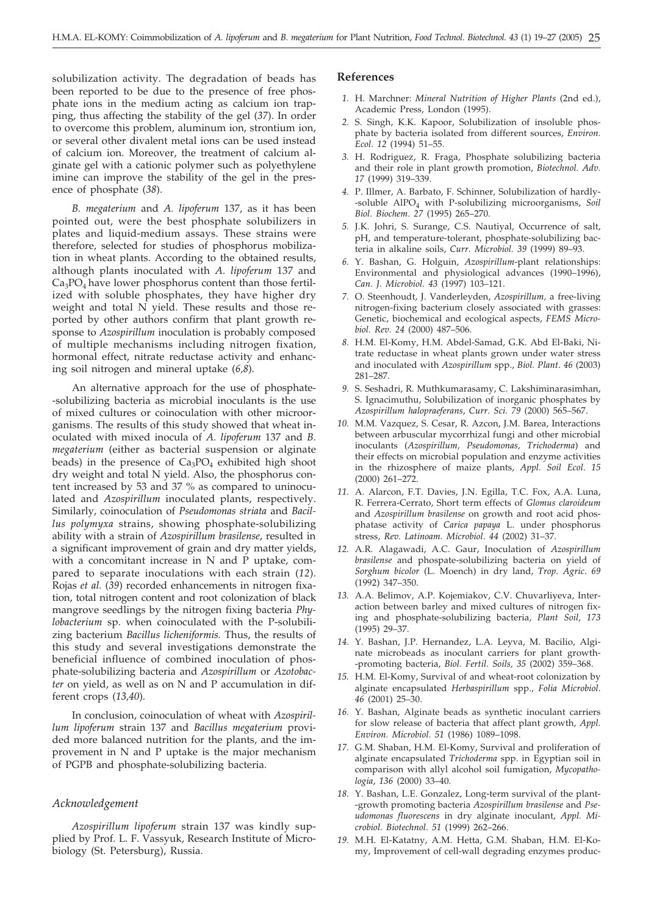solubilization activity. The degradation of beads has been reported to be due to the presence of free phosphate ions in the medium acting as calcium ion trapping, thus affecting the stability of the gel (*37*). In order to overcome this problem, aluminum ion, strontium ion, or several other divalent metal ions can be used instead of calcium ion. Moreover, the treatment of calcium alginate gel with a cationic polymer such as polyethylene imine can improve the stability of the gel in the presence of phosphate (*38*).

*B. megaterium* and *A. lipoferum* 137, as it has been pointed out, were the best phosphate solubilizers in plates and liquid-medium assays. These strains were therefore, selected for studies of phosphorus mobilization in wheat plants. According to the obtained results, although plants inoculated with *A. lipoferum* 137 and $Ca_3PO_4$ have lower phosphorus content than those fertilized with soluble phosphates, they have higher dry weight and total N yield. These results and those reported by other authors confirm that plant growth response to *Azospirillum* inoculation is probably composed of multiple mechanisms including nitrogen fixation, hormonal effect, nitrate reductase activity and enhancing soil nitrogen and mineral uptake (*6,8*).

An alternative approach for the use of phosphate-solubilizing bacteria as microbial inoculants is the use of mixed cultures or coinoculation with other microorganisms. The results of this study showed that wheat inoculated with mixed inocula of *A. lipoferum* 137 and *B. megaterium* (either as bacterial suspension or alginate beads) in the presence of $Ca_3PO_4$ exhibited high shoot dry weight and total N yield. Also, the phosphorus content increased by 53 and 37 % as compared to uninoculated and *Azospirillum* inoculated plants, respectively. Similarly, coinoculation of *Pseudomonas striata* and *Bacillus polymyxa* strains, showing phosphate-solubilizing ability with a strain of *Azospirillum brasilense*, resulted in a significant improvement of grain and dry matter yields, with a concomitant increase in N and P uptake, compared to separate inoculations with each strain (*12*). Rojas *et al.* (*39*) recorded enhancements in nitrogen fixation, total nitrogen content and root colonization of black mangrove seedlings by the nitrogen fixing bacteria *Phylobacterium* sp. when coinoculated with the P-solubilizing bacterium *Bacillus licheniformis.* Thus, the results of this study and several investigations demonstrate the beneficial influence of combined inoculation of phosphate-solubilizing bacteria and *Azospirillum* or *Azotobacter* on yield, as well as on N and P accumulation in different crops (*13,40*).

In conclusion, coinoculation of wheat with *Azospirillum lipoferum* strain 137 and *Bacillus megaterium* provided more balanced nutrition for the plants, and the improvement in N and P uptake is the major mechanism of PGPB and phosphate-solubilizing bacteria.

### *Acknowledgement*

*Azospirillum lipoferum* strain 137 was kindly supplied by Prof. L. F. Vassyuk, Research Institute of Microbiology (St. Petersburg), Russia.

## References

1. H. Marchner: *Mineral Nutrition of Higher Plants* (2nd ed.), Academic Press, London (1995).
2. S. Singh, K.K. Kapoor, Solubilization of insoluble phosphate by bacteria isolated from different sources, *Environ. Ecol. 12* (1994) 51–55.
3. H. Rodriguez, R. Fraga, Phosphate solubilizing bacteria and their role in plant growth promotion, *Biotechnol. Adv. 17* (1999) 319–339.
4. P. Illmer, A. Barbato, F. Schinner, Solubilization of hardly-soluble $AlPO_4$ with P-solubilizing microorganisms, *Soil Biol. Biochem. 27* (1995) 265–270.
5. J.K. Johri, S. Surange, C.S. Nautiyal, Occurrence of salt, pH, and temperature-tolerant, phosphate-solubilizing bacteria in alkaline soils, *Curr. Microbiol. 39* (1999) 89–93.
6. Y. Bashan, G. Holguin, *Azospirillum*-plant relationships: Environmental and physiological advances (1990–1996), *Can. J. Microbiol. 43* (1997) 103–121.
7. O. Steenhoudt, J. Vanderleyden, *Azospirillum*, a free-living nitrogen-fixing bacterium closely associated with grasses: Genetic, biochemical and ecological aspects, *FEMS Microbiol. Rev. 24* (2000) 487–506.
8. H.M. El-Komy, H.M. Abdel-Samad, G.K. Abd El-Baki, Nitrate reductase in wheat plants grown under water stress and inoculated with *Azospirillum* spp., *Biol. Plant*. *46* (2003) 281–287.
9. S. Seshadri, R. Muthkumarasamy, C. Lakshiminarasimhan, S. Ignacimuthu, Solubilization of inorganic phosphates by *Azospirillum halopraeferans*, *Curr. Sci. 79* (2000) 565–567.
10. M.M. Vazquez, S. Cesar, R. Azcon, J.M. Barea, Interactions between arbuscular mycorrhizal fungi and other microbial inoculants (*Azospirillum, Pseudomonas, Trichoderma*) and their effects on microbial population and enzyme activities in the rhizosphere of maize plants, *Appl. Soil Ecol. 15* (2000) 261–272.
11. A. Alarcon, F.T. Davies, J.N. Egilla, T.C. Fox, A.A. Luna, R. Ferrera-Cerrato, Short term effects of *Glomus claroideum* and *Azospirillum brasilense* on growth and root acid phosphatase activity of *Carica papaya* L. under phosphorus stress, *Rev. Latinoam. Microbiol*. *44* (2002) 31–37.
12. A.R. Alagawadi, A.C. Gaur, Inoculation of *Azospirillum brasilense* and phospate-solubilizing bacteria on yield of *Sorghum bicolor* (L. Moench) in dry land, *Trop. Agric. 69* (1992) 347–350.
13. A.A. Belimov, A.P. Kojemiakov, C.V. Chuvarliyeva, Interaction between barley and mixed cultures of nitrogen fixing and phosphate-solubilizing bacteria, *Plant Soil*, *173* (1995) 29–37.
14. Y. Bashan, J.P. Hernandez, L.A. Leyva, M. Bacilio, Alginate microbeads as inoculant carriers for plant growth-promoting bacteria, *Biol. Fertil. Soils, 35* (2002) 359–368.
15. H.M. El-Komy, Survival of and wheat-root colonization by alginate encapsulated *Herbaspirillum* spp., *Folia Microbiol. 46* (2001) 25–30.
16. Y. Bashan, Alginate beads as synthetic inoculant carriers for slow release of bacteria that affect plant growth, *Appl. Environ. Microbiol*. *51* (1986) 1089–1098.
17. G.M. Shaban, H.M. El-Komy, Survival and proliferation of alginate encapsulated *Trichoderma* spp. in Egyptian soil in comparison with allyl alcohol soil fumigation, *Mycopathologia*, *136* (2000) 33–40.
18. Y. Bashan, L.E. Gonzalez, Long-term survival of the plant-growth promoting bacteria *Azospirillum brasilense* and *Pseudomonas fluorescens* in dry alginate inoculant, *Appl. Microbiol. Biotechnol. 51* (1999) 262–266.
19. M.H. El-Katatny, A.M. Hetta, G.M. Shaban, H.M. El-Komy, Improvement of cell-wall degrading enzymes produc-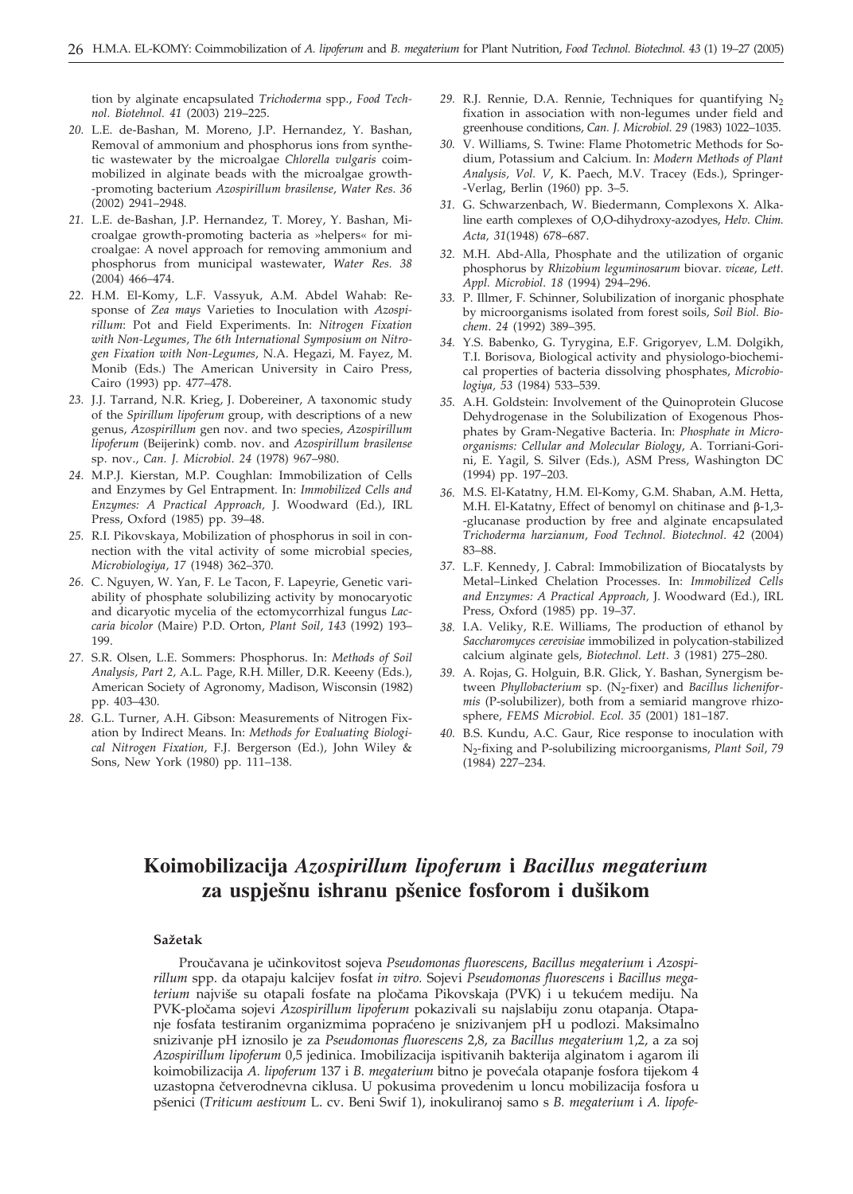tion by alginate encapsulated *Trichoderma* spp., *Food Technol. Biotehnol. 41* (2003) 219–225.

*20.* L.E. de-Bashan, M. Moreno, J.P. Hernandez, Y. Bashan, Removal of ammonium and phosphorus ions from synthetic wastewater by the microalgae *Chlorella vulgaris* coimmobilized in alginate beads with the microalgae growth-promoting bacterium *Azospirillum brasilense*, *Water Res. 36* (2002) 2941–2948.

*21.* L.E. de-Bashan, J.P. Hernandez, T. Morey, Y. Bashan, Microalgae growth-promoting bacteria as »helpers« for microalgae: A novel approach for removing ammonium and phosphorus from municipal wastewater, *Water Res. 38* (2004) 466–474.

*22.* H.M. El-Komy, L.F. Vassyuk, A.M. Abdel Wahab: Response of *Zea mays* Varieties to Inoculation with *Azospirillum*: Pot and Field Experiments. In: *Nitrogen Fixation with Non-Legumes, The 6th International Symposium on Nitrogen Fixation with Non-Legumes*, N.A. Hegazi, M. Fayez, M. Monib (Eds.) The American University in Cairo Press, Cairo (1993) pp. 477–478.

*23.* J.J. Tarrand, N.R. Krieg, J. Dobereiner, A taxonomic study of the *Spirillum lipoferum* group, with descriptions of a new genus, *Azospirillum* gen nov. and two species, *Azospirillum lipoferum* (Beijerink) comb. nov. and *Azospirillum brasilense* sp. nov., *Can. J. Microbiol. 24* (1978) 967–980.

*24.* M.P.J. Kierstan, M.P. Coughlan: Immobilization of Cells and Enzymes by Gel Entrapment. In: *Immobilized Cells and Enzymes: A Practical Approach,* J. Woodward (Ed.), IRL Press, Oxford (1985) pp. 39–48.

*25.* R.I. Pikovskaya, Mobilization of phosphorus in soil in connection with the vital activity of some microbial species, *Microbiologiya*, *17* (1948) 362–370.

*26.* C. Nguyen, W. Yan, F. Le Tacon, F. Lapeyrie, Genetic variability of phosphate solubilizing activity by monocaryotic and dicaryotic mycelia of the ectomycorrhizal fungus *Laccaria bicolor* (Maire) P.D. Orton, *Plant Soil*, *143* (1992) 193–199.

*27.* S.R. Olsen, L.E. Sommers: Phosphorus. In: *Methods of Soil Analysis, Part 2,* A.L. Page, R.H. Miller, D.R. Keeeny (Eds.), American Society of Agronomy, Madison, Wisconsin (1982) pp. 403–430.

*28.* G.L. Turner, A.H. Gibson: Measurements of Nitrogen Fixation by Indirect Means. In: *Methods for Evaluating Biological Nitrogen Fixation*, F.J. Bergerson (Ed.), John Wiley & Sons, New York (1980) pp. 111–138.

*29.* R.J. Rennie, D.A. Rennie, Techniques for quantifying $N_2$ fixation in association with non-legumes under field and greenhouse conditions, *Can. J. Microbiol*. *29* (1983) 1022–1035.

*30.* V. Williams, S. Twine: Flame Photometric Methods for Sodium, Potassium and Calcium. In: *Modern Methods of Plant Analysis, Vol. V*, K. Paech, M.V. Tracey (Eds.), Springer-Verlag, Berlin (1960) pp. 3–5.

*31.* G. Schwarzenbach, W. Biedermann, Complexons X. Alkaline earth complexes of O,O-dihydroxy-azodyes, *Helv. Chim. Acta, 31*(1948) 678–687.

*32.* M.H. Abd-Alla, Phosphate and the utilization of organic phosphorus by *Rhizobium leguminosarum* biovar. *viceae*, *Lett. Appl. Microbiol*. *18* (1994) 294–296.

*33.* P. Illmer, F. Schinner, Solubilization of inorganic phosphate by microorganisms isolated from forest soils, *Soil Biol. Biochem*. *24* (1992) 389–395.

*34.* Y.S. Babenko, G. Tyrygina, E.F. Grigoryev, L.M. Dolgikh, T.I. Borisova, Biological activity and physiologo-biochemical properties of bacteria dissolving phosphates, *Microbiologiya, 53* (1984) 533–539.

*35.* A.H. Goldstein: Involvement of the Quinoprotein Glucose Dehydrogenase in the Solubilization of Exogenous Phosphates by Gram-Negative Bacteria. In: *Phosphate in Microorganisms: Cellular and Molecular Biology*, A. Torriani-Gorini, E. Yagil, S. Silver (Eds.), ASM Press, Washington DC (1994) pp. 197–203.

*36.* M.S. El-Katatny, H.M. El-Komy, G.M. Shaban, A.M. Hetta, M.H. El-Katatny, Effect of benomyl on chitinase and β-1,3-glucanase production by free and alginate encapsulated *Trichoderma harzianum*, *Food Technol. Biotechnol*. *42* (2004) 83–88.

*37.* L.F. Kennedy, J. Cabral: Immobilization of Biocatalysts by Metal–Linked Chelation Processes. In: *Immobilized Cells and Enzymes: A Practical Approach,* J. Woodward (Ed.), IRL Press, Oxford (1985) pp. 19–37.

*38.* I.A. Veliky, R.E. Williams, The production of ethanol by *Saccharomyces cerevisiae* immobilized in polycation-stabilized calcium alginate gels, *Biotechnol. Lett*. *3* (1981) 275–280.

*39.* A. Rojas, G. Holguin, B.R. Glick, Y. Bashan, Synergism between *Phyllobacterium* sp. ($N_2$-fixer) and *Bacillus licheniformis* (P-solubilizer), both from a semiarid mangrove rhizosphere, *FEMS Microbiol. Ecol. 35* (2001) 181–187.

*40.* B.S. Kundu, A.C. Gaur, Rice response to inoculation with $N_2$-fixing and P-solubilizing microorganisms, *Plant Soil*, *79* (1984) 227–234.

# Koimobilizacija *Azospirillum lipoferum* i *Bacillus megaterium* za uspješnu ishranu pšenice fosforom i dušikom

### Sažetak

Proučavana je učinkovitost sojeva *Pseudomonas fluorescens*, *Bacillus megaterium* i *Azospirillum* spp. da otapaju kalcijev fosfat *in vitro.* Sojevi *Pseudomonas fluorescens* i *Bacillus megaterium* najviše su otapali fosfate na pločama Pikovskaja (PVK) i u tekućem mediju. Na PVK-pločama sojevi *Azospirillum lipoferum* pokazivali su najslabiju zonu otapanja. Otapanje fosfata testiranim organizmima popraćeno je snizivanjem pH u podlozi. Maksimalno snizivanje pH iznosilo je za *Pseudomonas fluorescens* 2,8, za *Bacillus megaterium* 1,2, a za soj *Azospirillum lipoferum* 0,5 jedinica. Imobilizacija ispitivanih bakterija alginatom i agarom ili koimobilizacija *A. lipoferum* 137 i *B. megaterium* bitno je povećala otapanje fosfora tijekom 4 uzastopna četverodnevna ciklusa. U pokusima provedenim u loncu mobilizacija fosfora u pšenici (*Triticum aestivum* L. cv. Beni Swif 1), inokuliranoj samo s *B. megaterium* i *A. lipofe-*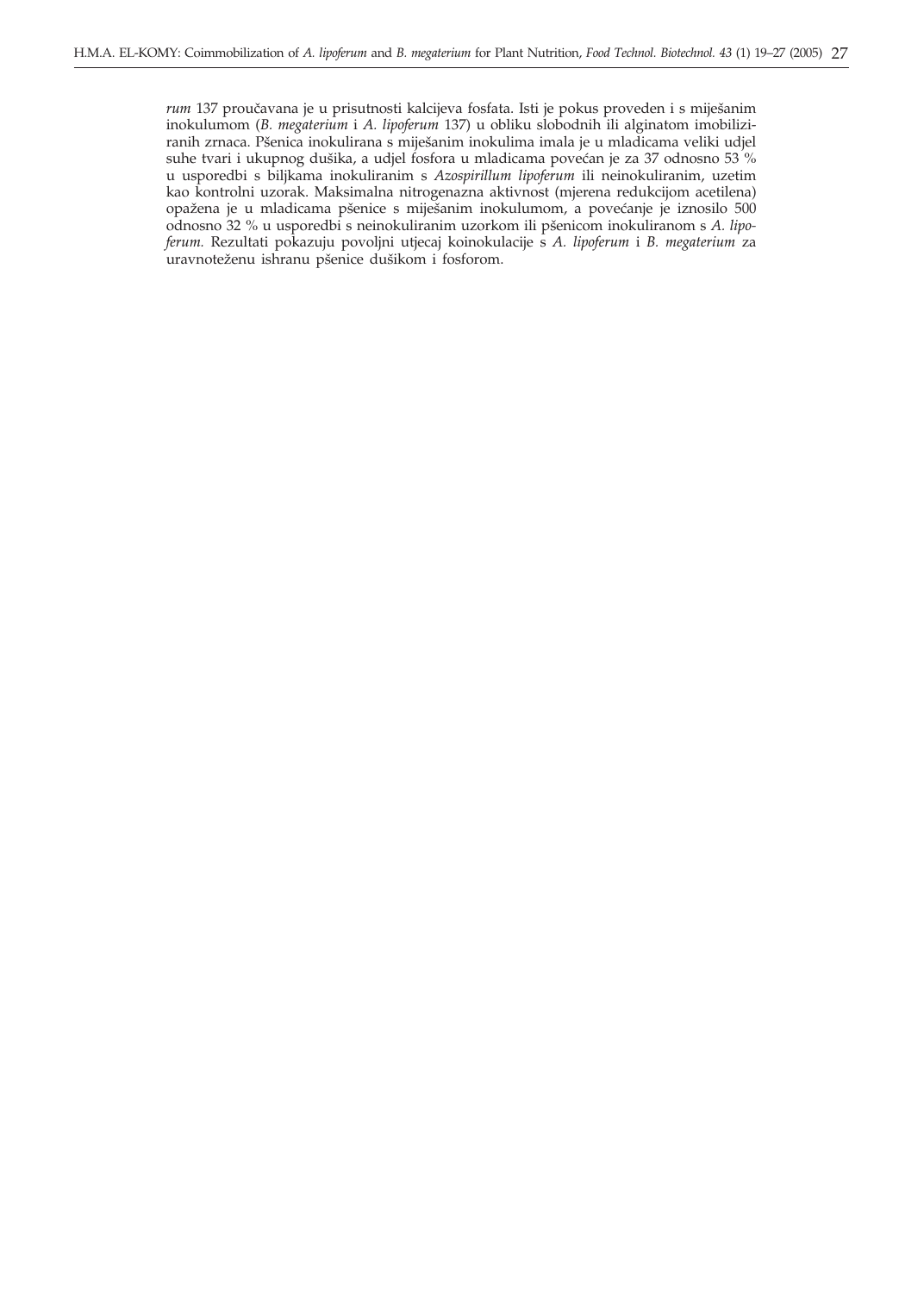*rum* 137 proučavana je u prisutnosti kalcijeva fosfata. Isti je pokus proveden i s miješanim inokulumom (*B. megaterium* i *A. lipoferum* 137) u obliku slobodnih ili alginatom imobiliziranih zrnaca. Pšenica inokulirana s miješanim inokulima imala je u mladicama veliki udjel suhe tvari i ukupnog dušika, a udjel fosfora u mladicama povećan je za 37 odnosno 53 % u usporedbi s biljkama inokuliranim s *Azospirillum lipoferum* ili neinokuliranim, uzetim kao kontrolni uzorak. Maksimalna nitrogenazna aktivnost (mjerena redukcijom acetilena) opažena je u mladicama pšenice s miješanim inokulumom, a povećanje je iznosilo 500 odnosno 32 % u usporedbi s neinokuliranim uzorkom ili pšenicom inokuliranom s *A. lipoferum.* Rezultati pokazuju povoljni utjecaj koinokulacije s *A. lipoferum* i *B. megaterium* za uravnoteženu ishranu pšenice dušikom i fosforom.